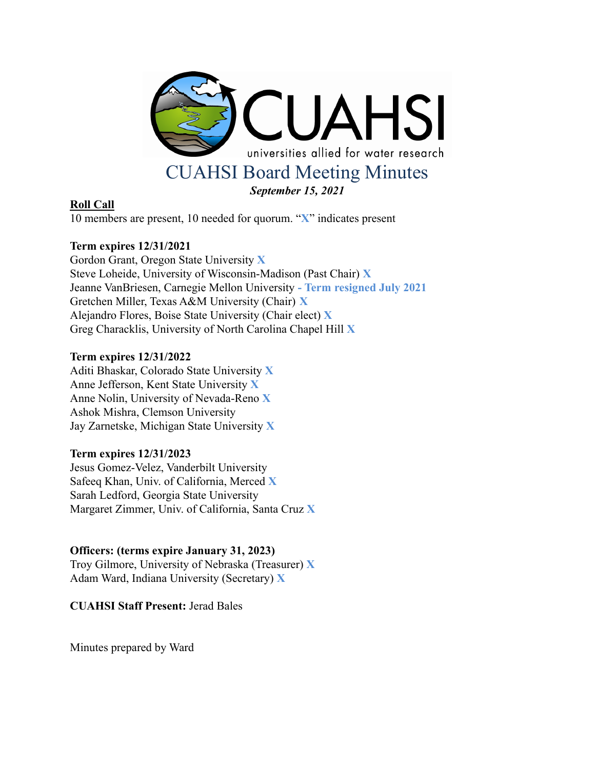# CUAHSI Board Meeting Minutes

***September 15, 2021***

**Roll Call**

10 members are present, 10 needed for quorum. "**X**" indicates present

**Term expires 12/31/2021**

Gordon Grant, Oregon State University **X**
Steve Loheide, University of Wisconsin-Madison (Past Chair) **X**
Jeanne VanBriesen, Carnegie Mellon University **- Term resigned July 2021**
Gretchen Miller, Texas A&M University (Chair) **X**
Alejandro Flores, Boise State University (Chair elect) **X**
Greg Characklis, University of North Carolina Chapel Hill **X**

**Term expires 12/31/2022**

Aditi Bhaskar, Colorado State University **X**
Anne Jefferson, Kent State University **X**
Anne Nolin, University of Nevada-Reno **X**
Ashok Mishra, Clemson University
Jay Zarnetske, Michigan State University **X**

**Term expires 12/31/2023**

Jesus Gomez-Velez, Vanderbilt University
Safeeq Khan, Univ. of California, Merced **X**
Sarah Ledford, Georgia State University
Margaret Zimmer, Univ. of California, Santa Cruz **X**

**Officers: (terms expire January 31, 2023)**

Troy Gilmore, University of Nebraska (Treasurer) **X**
Adam Ward, Indiana University (Secretary) **X**

**CUAHSI Staff Present:** Jerad Bales

Minutes prepared by Ward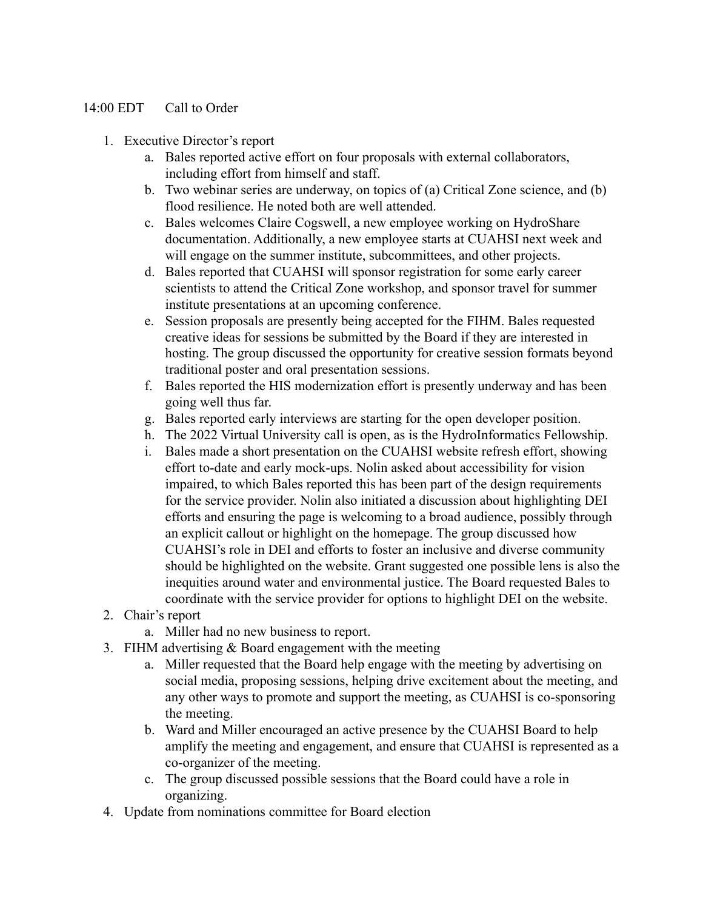14:00 EDT Call to Order

1. Executive Director's report
   a. Bales reported active effort on four proposals with external collaborators, including effort from himself and staff.
   b. Two webinar series are underway, on topics of (a) Critical Zone science, and (b) flood resilience. He noted both are well attended.
   c. Bales welcomes Claire Cogswell, a new employee working on HydroShare documentation. Additionally, a new employee starts at CUAHSI next week and will engage on the summer institute, subcommittees, and other projects.
   d. Bales reported that CUAHSI will sponsor registration for some early career scientists to attend the Critical Zone workshop, and sponsor travel for summer institute presentations at an upcoming conference.
   e. Session proposals are presently being accepted for the FIHM. Bales requested creative ideas for sessions be submitted by the Board if they are interested in hosting. The group discussed the opportunity for creative session formats beyond traditional poster and oral presentation sessions.
   f. Bales reported the HIS modernization effort is presently underway and has been going well thus far.
   g. Bales reported early interviews are starting for the open developer position.
   h. The 2022 Virtual University call is open, as is the HydroInformatics Fellowship.
   i. Bales made a short presentation on the CUAHSI website refresh effort, showing effort to-date and early mock-ups. Nolin asked about accessibility for vision impaired, to which Bales reported this has been part of the design requirements for the service provider. Nolin also initiated a discussion about highlighting DEI efforts and ensuring the page is welcoming to a broad audience, possibly through an explicit callout or highlight on the homepage. The group discussed how CUAHSI's role in DEI and efforts to foster an inclusive and diverse community should be highlighted on the website. Grant suggested one possible lens is also the inequities around water and environmental justice. The Board requested Bales to coordinate with the service provider for options to highlight DEI on the website.
2. Chair's report
   a. Miller had no new business to report.
3. FIHM advertising & Board engagement with the meeting
   a. Miller requested that the Board help engage with the meeting by advertising on social media, proposing sessions, helping drive excitement about the meeting, and any other ways to promote and support the meeting, as CUAHSI is co-sponsoring the meeting.
   b. Ward and Miller encouraged an active presence by the CUAHSI Board to help amplify the meeting and engagement, and ensure that CUAHSI is represented as a co-organizer of the meeting.
   c. The group discussed possible sessions that the Board could have a role in organizing.
4. Update from nominations committee for Board election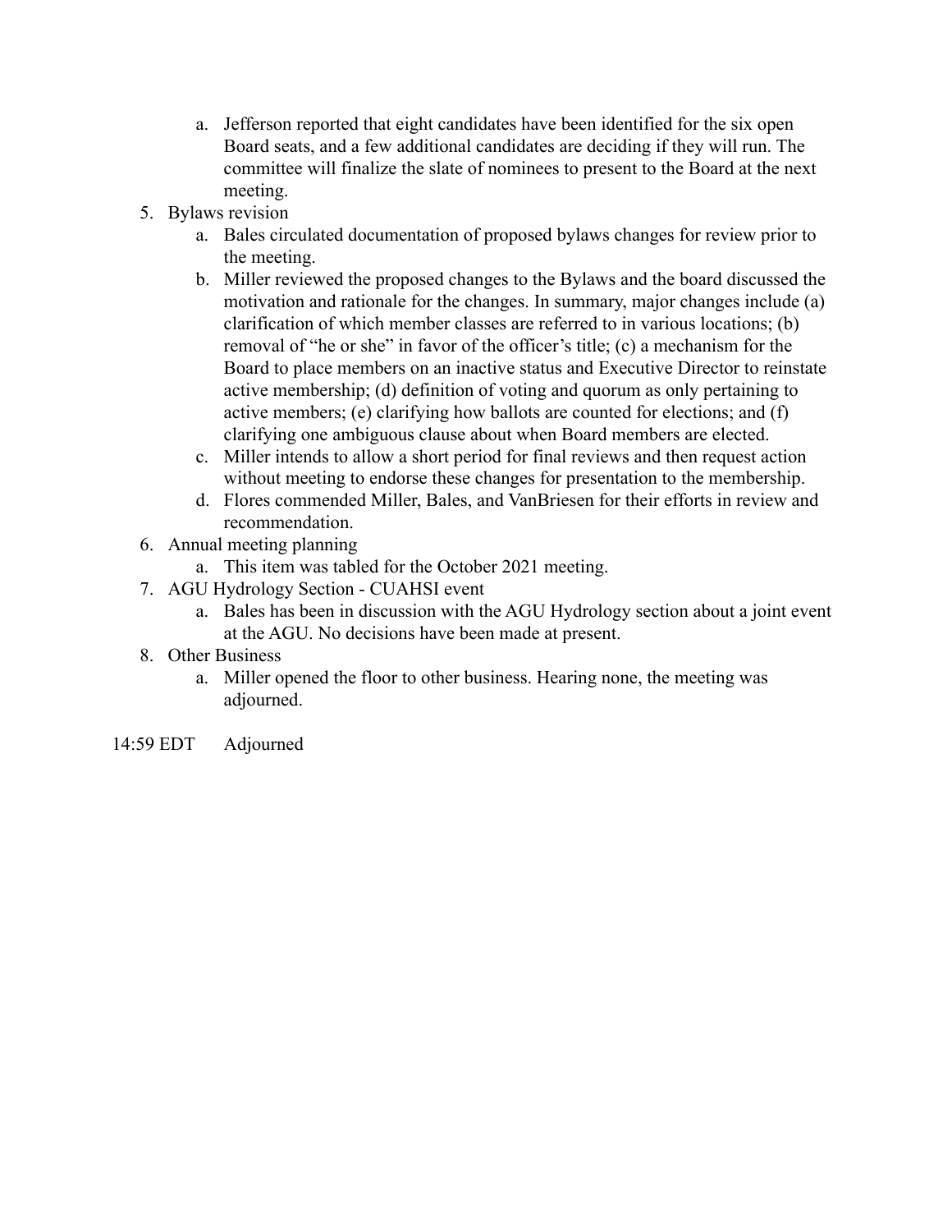a. Jefferson reported that eight candidates have been identified for the six open Board seats, and a few additional candidates are deciding if they will run. The committee will finalize the slate of nominees to present to the Board at the next meeting.

5. Bylaws revision
   a. Bales circulated documentation of proposed bylaws changes for review prior to the meeting.
   b. Miller reviewed the proposed changes to the Bylaws and the board discussed the motivation and rationale for the changes. In summary, major changes include (a) clarification of which member classes are referred to in various locations; (b) removal of "he or she" in favor of the officer's title; (c) a mechanism for the Board to place members on an inactive status and Executive Director to reinstate active membership; (d) definition of voting and quorum as only pertaining to active members; (e) clarifying how ballots are counted for elections; and (f) clarifying one ambiguous clause about when Board members are elected.
   c. Miller intends to allow a short period for final reviews and then request action without meeting to endorse these changes for presentation to the membership.
   d. Flores commended Miller, Bales, and VanBriesen for their efforts in review and recommendation.
6. Annual meeting planning
   a. This item was tabled for the October 2021 meeting.
7. AGU Hydrology Section - CUAHSI event
   a. Bales has been in discussion with the AGU Hydrology section about a joint event at the AGU. No decisions have been made at present.
8. Other Business
   a. Miller opened the floor to other business. Hearing none, the meeting was adjourned.

14:59 EDT Adjourned